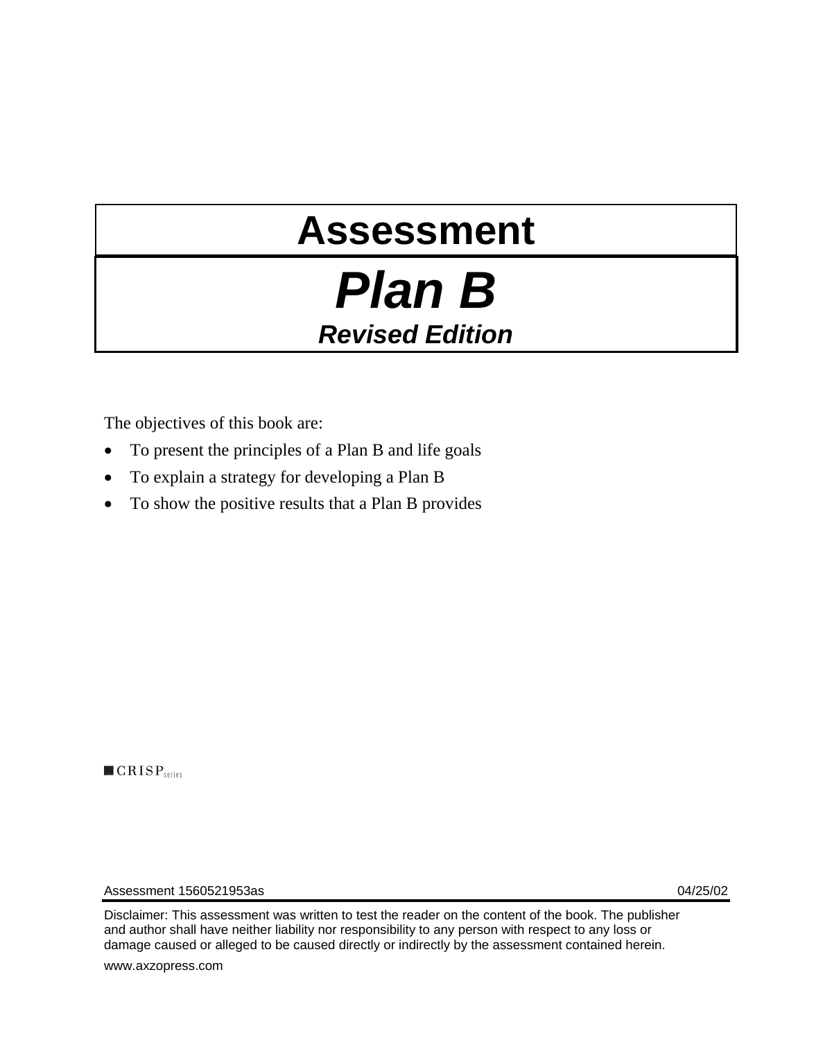# Assessment

# *Plan B*

## *Revised Edition*

The objectives of this book are:

- To present the principles of a Plan B and life goals
- To explain a strategy for developing a Plan B
- To show the positive results that a Plan B provides

CRISP series

Assessment 1560521953as 04/25/02

Disclaimer: This assessment was written to test the reader on the content of the book. The publisher and author shall have neither liability nor responsibility to any person with respect to any loss or damage caused or alleged to be caused directly or indirectly by the assessment contained herein.

www.axzopress.com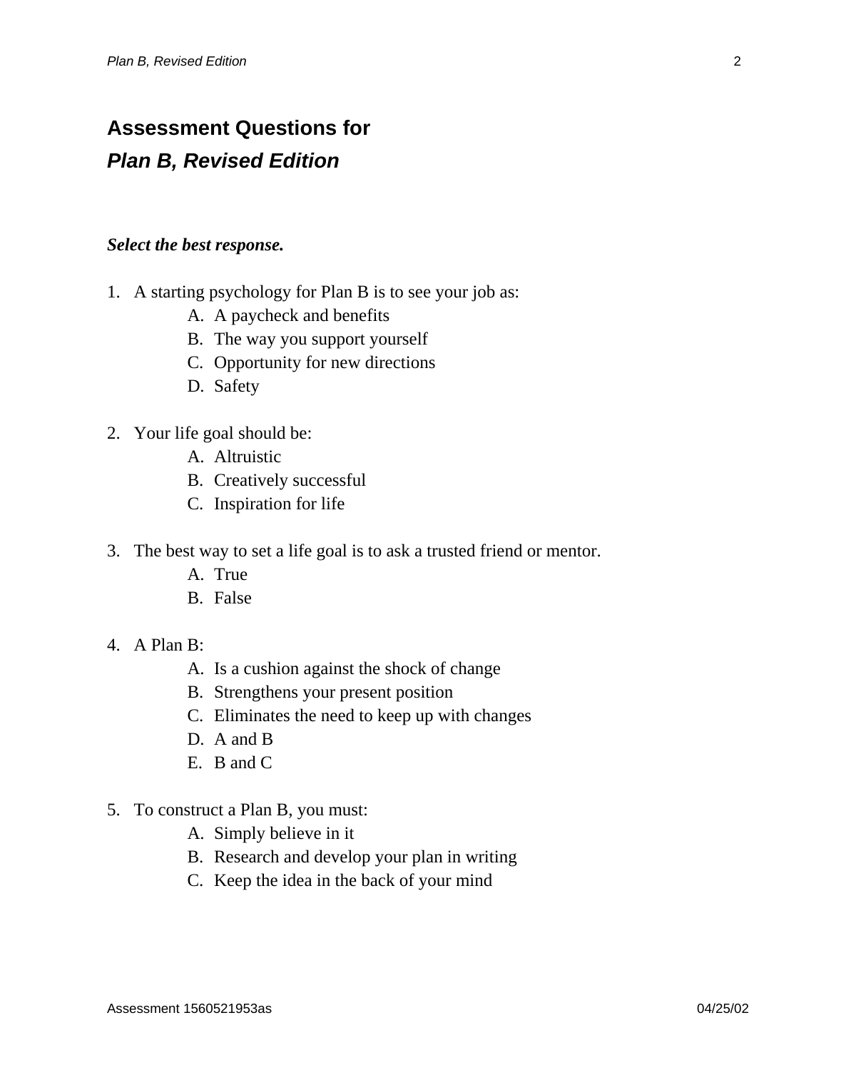# Assessment Questions for
# *Plan B, Revised Edition*

***Select the best response.***

1. A starting psychology for Plan B is to see your job as:
   - A. A paycheck and benefits
   - B. The way you support yourself
   - C. Opportunity for new directions
   - D. Safety

2. Your life goal should be:
   - A. Altruistic
   - B. Creatively successful
   - C. Inspiration for life

3. The best way to set a life goal is to ask a trusted friend or mentor.
   - A. True
   - B. False

4. A Plan B:
   - A. Is a cushion against the shock of change
   - B. Strengthens your present position
   - C. Eliminates the need to keep up with changes
   - D. A and B
   - E. B and C

5. To construct a Plan B, you must:
   - A. Simply believe in it
   - B. Research and develop your plan in writing
   - C. Keep the idea in the back of your mind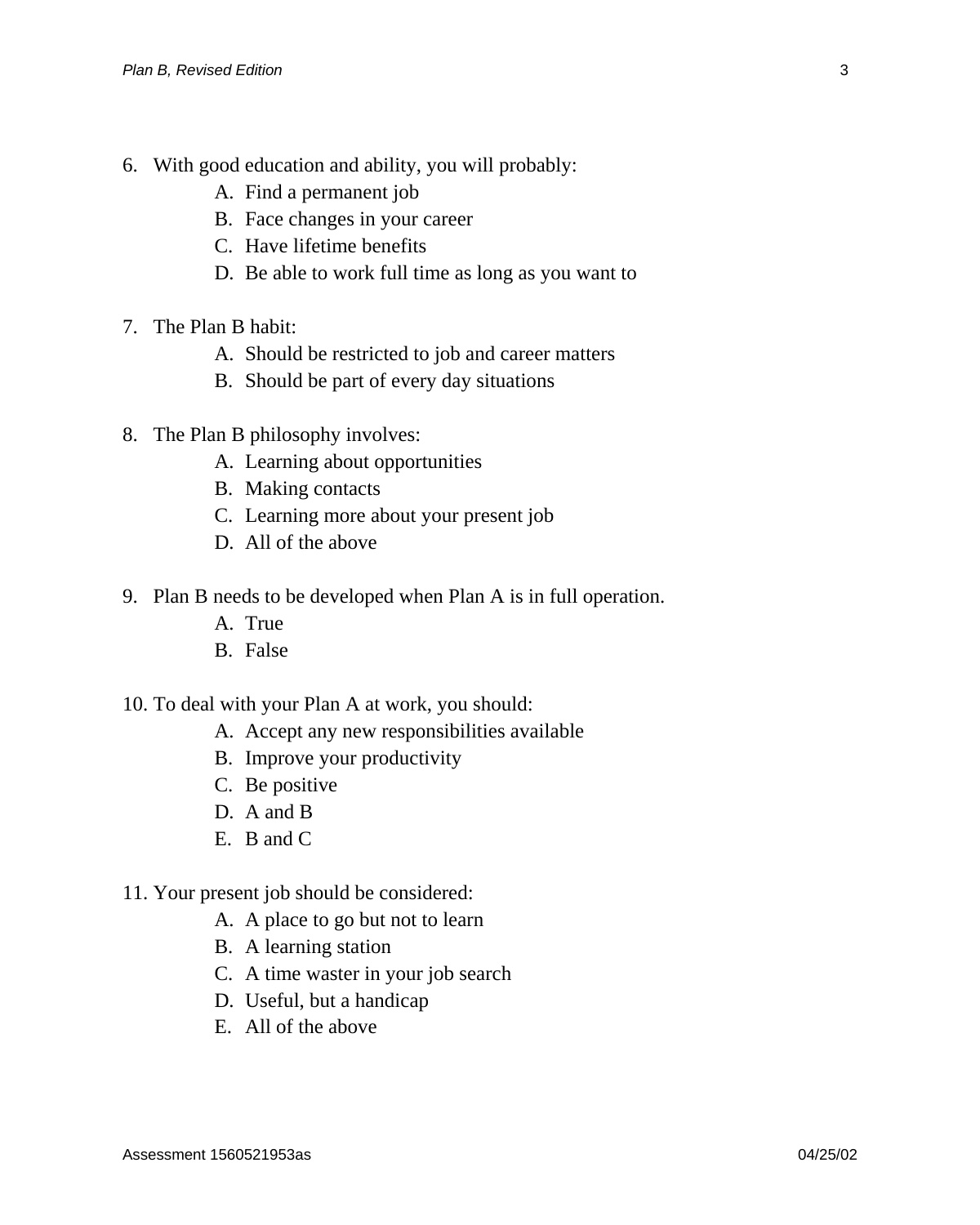6. With good education and ability, you will probably:
    A. Find a permanent job
    B. Face changes in your career
    C. Have lifetime benefits
    D. Be able to work full time as long as you want to

7. The Plan B habit:
    A. Should be restricted to job and career matters
    B. Should be part of every day situations

8. The Plan B philosophy involves:
    A. Learning about opportunities
    B. Making contacts
    C. Learning more about your present job
    D. All of the above

9. Plan B needs to be developed when Plan A is in full operation.
    A. True
    B. False

10. To deal with your Plan A at work, you should:
    A. Accept any new responsibilities available
    B. Improve your productivity
    C. Be positive
    D. A and B
    E. B and C

11. Your present job should be considered:
    A. A place to go but not to learn
    B. A learning station
    C. A time waster in your job search
    D. Useful, but a handicap
    E. All of the above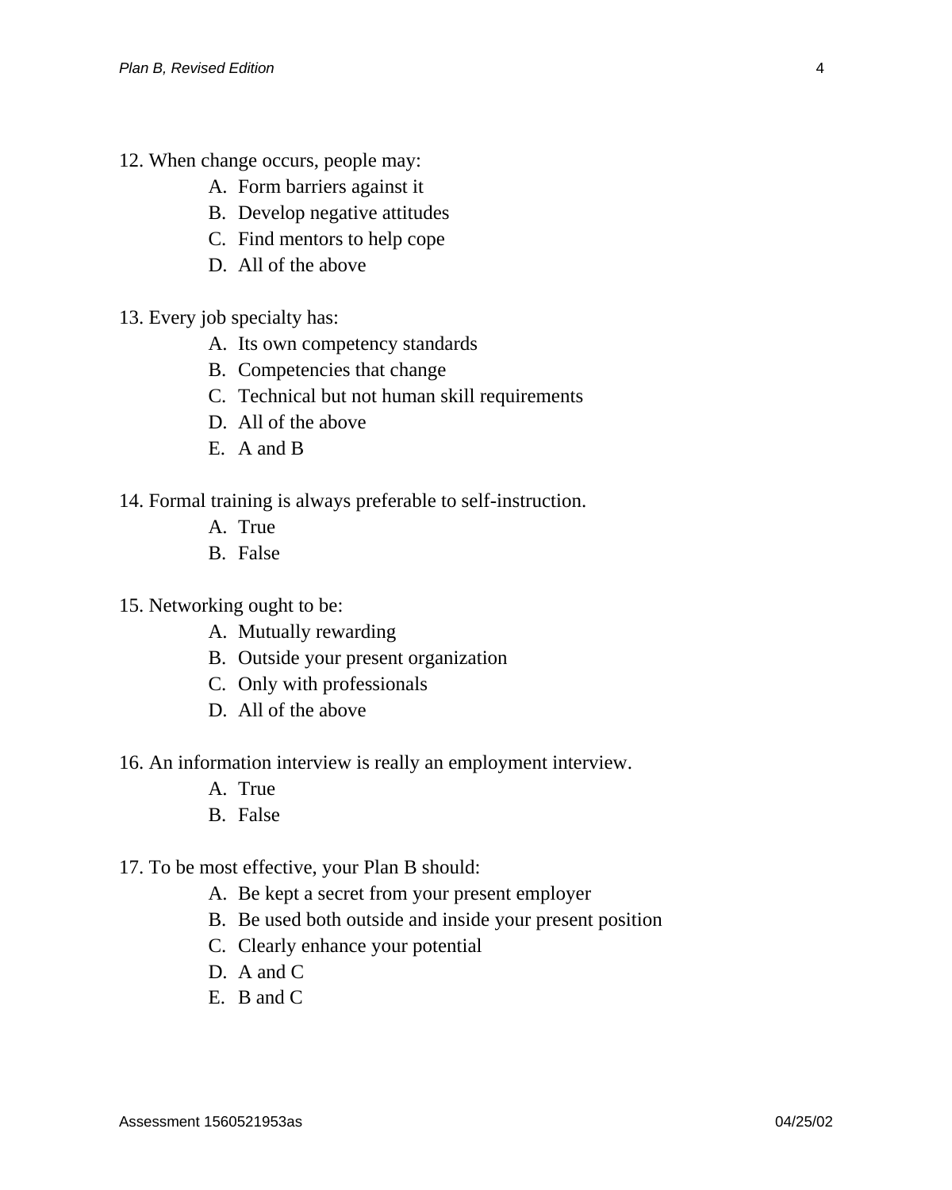12. When change occurs, people may:
    - A. Form barriers against it
    - B. Develop negative attitudes
    - C. Find mentors to help cope
    - D. All of the above

13. Every job specialty has:
    - A. Its own competency standards
    - B. Competencies that change
    - C. Technical but not human skill requirements
    - D. All of the above
    - E. A and B

14. Formal training is always preferable to self-instruction.
    - A. True
    - B. False

15. Networking ought to be:
    - A. Mutually rewarding
    - B. Outside your present organization
    - C. Only with professionals
    - D. All of the above

16. An information interview is really an employment interview.
    - A. True
    - B. False

17. To be most effective, your Plan B should:
    - A. Be kept a secret from your present employer
    - B. Be used both outside and inside your present position
    - C. Clearly enhance your potential
    - D. A and C
    - E. B and C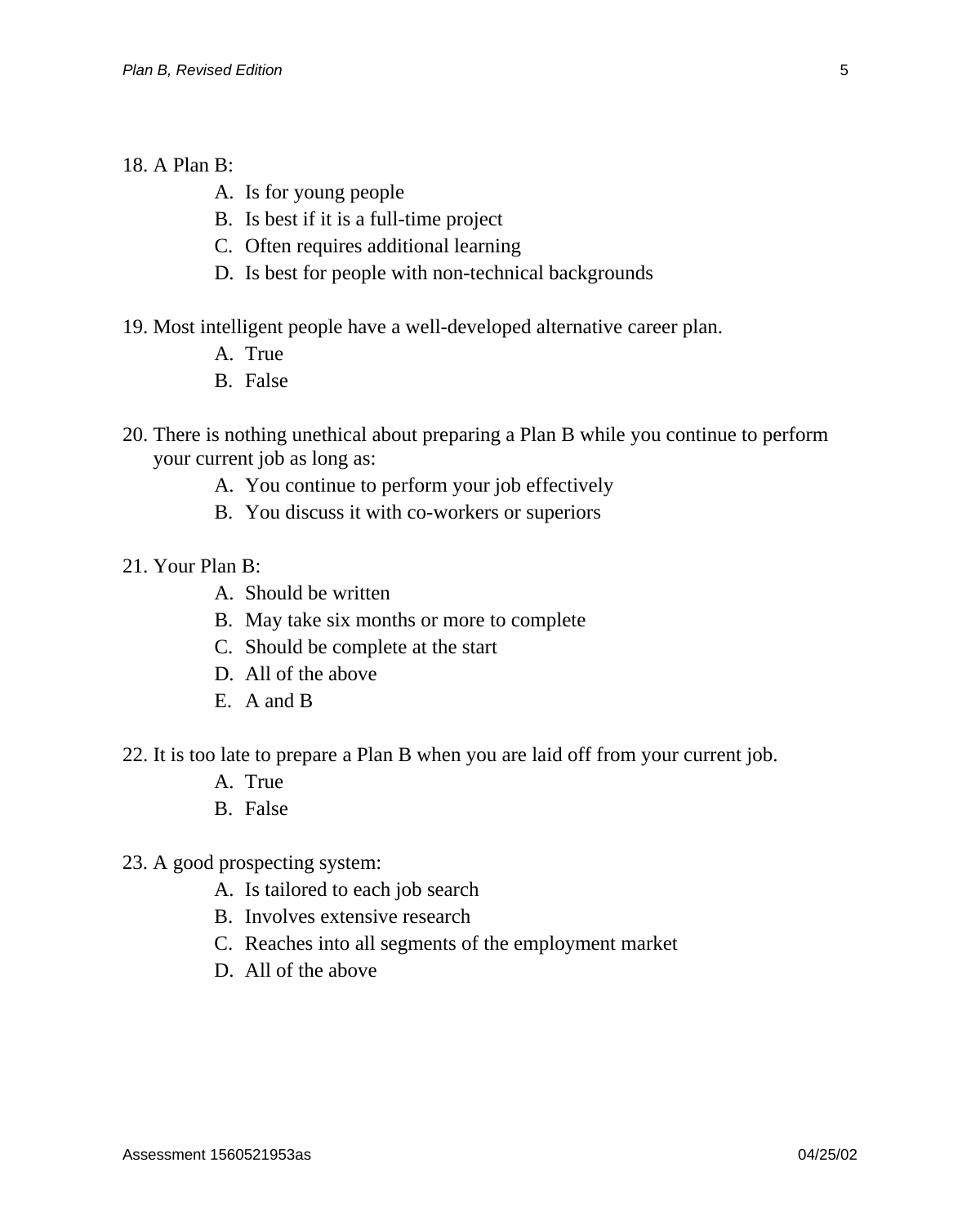18. A Plan B:
    A. Is for young people
    B. Is best if it is a full-time project
    C. Often requires additional learning
    D. Is best for people with non-technical backgrounds

19. Most intelligent people have a well-developed alternative career plan.
    A. True
    B. False

20. There is nothing unethical about preparing a Plan B while you continue to perform your current job as long as:
    A. You continue to perform your job effectively
    B. You discuss it with co-workers or superiors

21. Your Plan B:
    A. Should be written
    B. May take six months or more to complete
    C. Should be complete at the start
    D. All of the above
    E. A and B

22. It is too late to prepare a Plan B when you are laid off from your current job.
    A. True
    B. False

23. A good prospecting system:
    A. Is tailored to each job search
    B. Involves extensive research
    C. Reaches into all segments of the employment market
    D. All of the above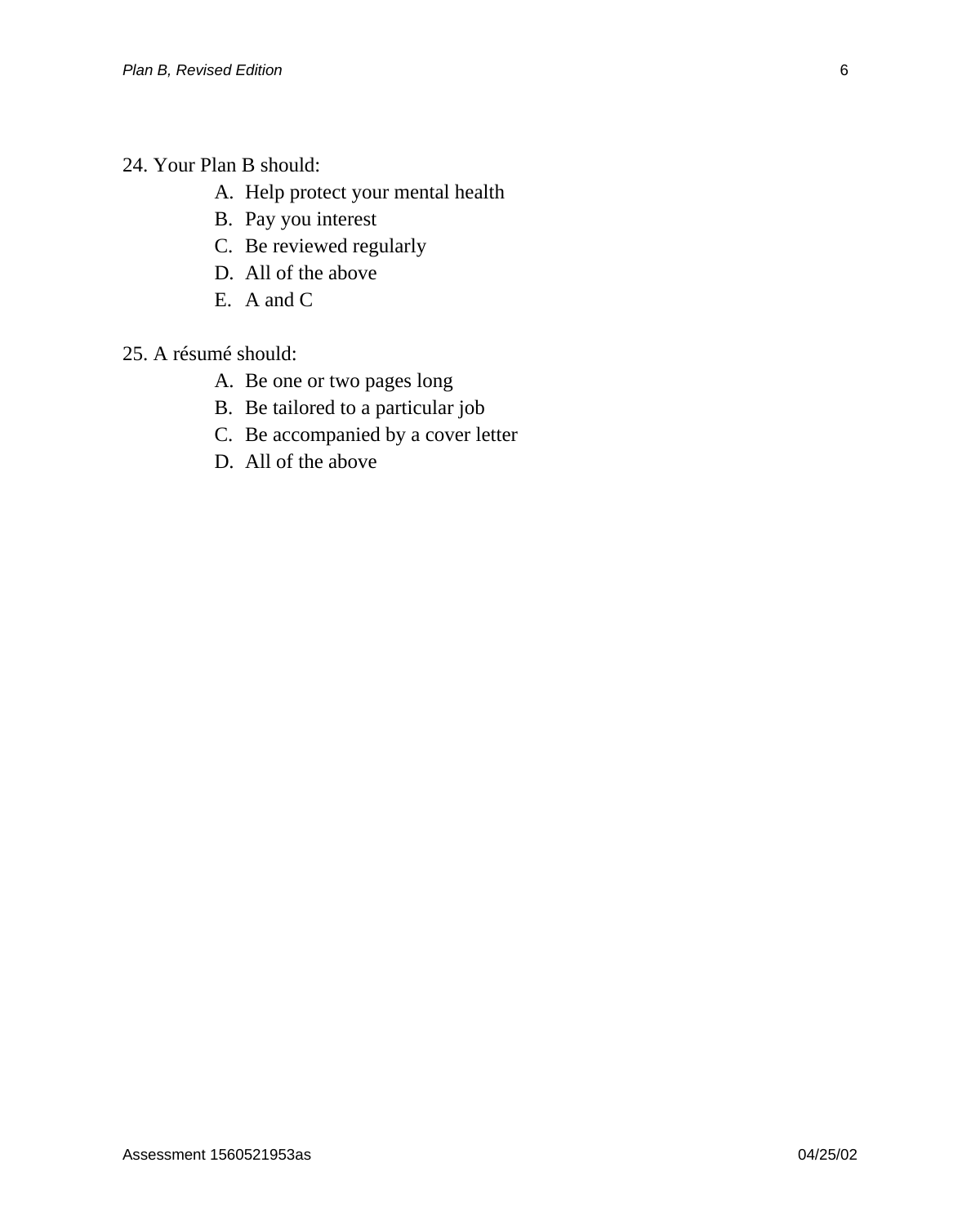24. Your Plan B should:

   A. Help protect your mental health
   B. Pay you interest
   C. Be reviewed regularly
   D. All of the above
   E. A and C

25. A résumé should:

   A. Be one or two pages long
   B. Be tailored to a particular job
   C. Be accompanied by a cover letter
   D. All of the above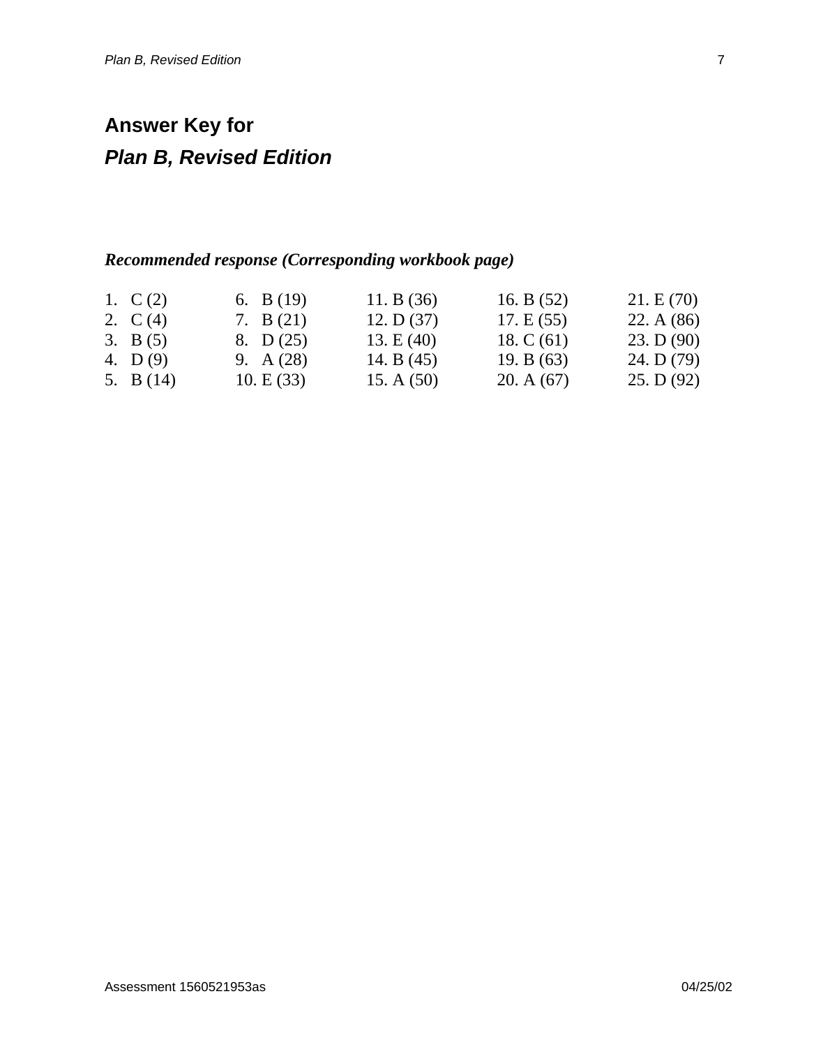# Answer Key for

# *Plan B, Revised Edition*

***Recommended response (Corresponding workbook page)***

| | | | | |
|---|---|---|---|---|
| 1. C (2) | 6. B (19) | 11. B (36) | 16. B (52) | 21. E (70) |
| 2. C (4) | 7. B (21) | 12. D (37) | 17. E (55) | 22. A (86) |
| 3. B (5) | 8. D (25) | 13. E (40) | 18. C (61) | 23. D (90) |
| 4. D (9) | 9. A (28) | 14. B (45) | 19. B (63) | 24. D (79) |
| 5. B (14) | 10. E (33) | 15. A (50) | 20. A (67) | 25. D (92) |

Assessment 1560521953as

04/25/02